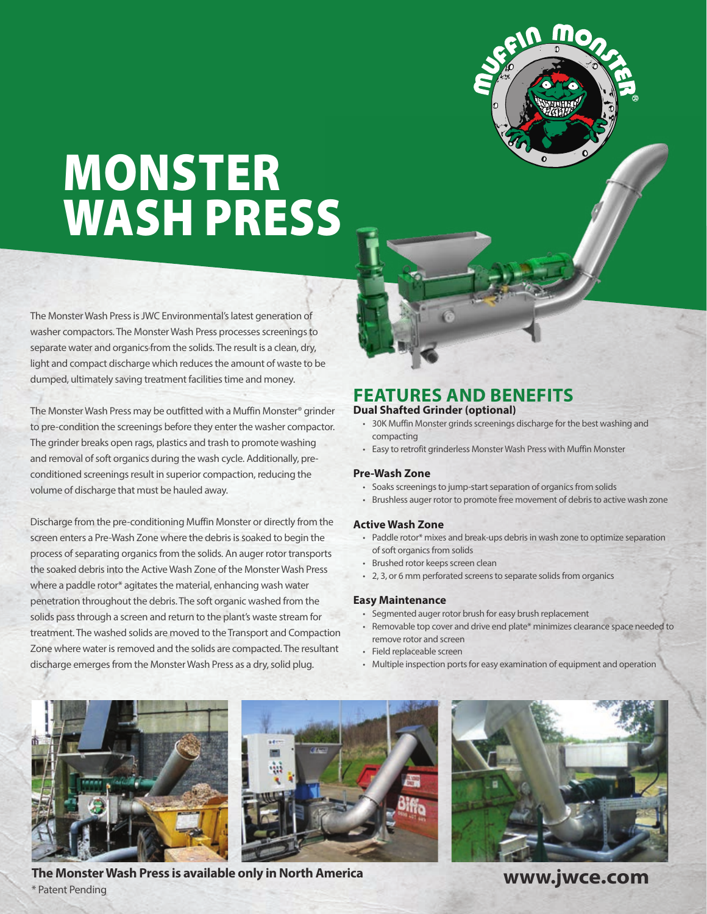# MONSTER WASH PRESS

The Monster Wash Press is JWC Environmental's latest generation of washer compactors. The Monster Wash Press processes screenings to separate water and organics from the solids. The result is a clean, dry, light and compact discharge which reduces the amount of waste to be dumped, ultimately saving treatment facilities time and money.

The Monster Wash Press may be outfitted with a Muffin Monster® grinder to pre-condition the screenings before they enter the washer compactor. The grinder breaks open rags, plastics and trash to promote washing and removal of soft organics during the wash cycle. Additionally, pre-conditioned screenings result in superior compaction, reducing the volume of discharge that must be hauled away.

Discharge from the pre-conditioning Muffin Monster or directly from the screen enters a Pre-Wash Zone where the debris is soaked to begin the process of separating organics from the solids. An auger rotor transports the soaked debris into the Active Wash Zone of the Monster Wash Press where a paddle rotor* agitates the material, enhancing wash water penetration throughout the debris. The soft organic washed from the solids pass through a screen and return to the plant's waste stream for treatment. The washed solids are moved to the Transport and Compaction Zone where water is removed and the solids are compacted. The resultant discharge emerges from the Monster Wash Press as a dry, solid plug.

## FEATURES AND BENEFITS

### Dual Shafted Grinder (optional)

- 30K Muffin Monster grinds screenings discharge for the best washing and compacting
- Easy to retrofit grinderless Monster Wash Press with Muffin Monster

### Pre-Wash Zone

- Soaks screenings to jump-start separation of organics from solids
- Brushless auger rotor to promote free movement of debris to active wash zone

### Active Wash Zone

- Paddle rotor* mixes and break-ups debris in wash zone to optimize separation of soft organics from solids
- Brushed rotor keeps screen clean
- 2, 3, or 6 mm perforated screens to separate solids from organics

### Easy Maintenance

- Segmented auger rotor brush for easy brush replacement
- Removable top cover and drive end plate* minimizes clearance space needed to remove rotor and screen
- Field replaceable screen
- Multiple inspection ports for easy examination of equipment and operation

**The Monster Wash Press is available only in North America**

\* Patent Pending

**www.jwce.com**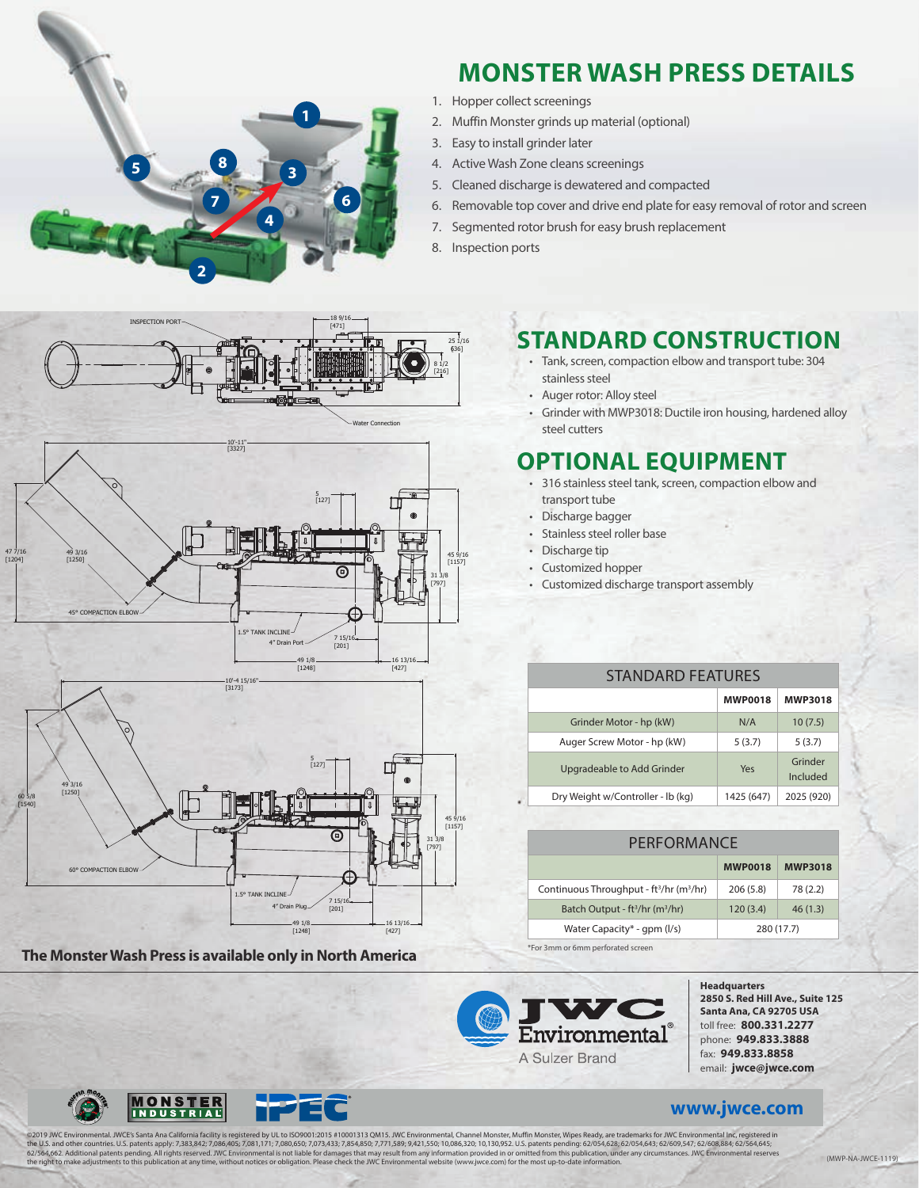# MONSTER WASH PRESS DETAILS

1. Hopper collect screenings
2. Muffin Monster grinds up material (optional)
3. Easy to install grinder later
4. Active Wash Zone cleans screenings
5. Cleaned discharge is dewatered and compacted
6. Removable top cover and drive end plate for easy removal of rotor and screen
7. Segmented rotor brush for easy brush replacement
8. Inspection ports

INSPECTION PORT
18 9/16 [471]
25 1/16 [636]
8 1/2 [216]
Water Connection

10'-11" [3327]
5 [127]
47 7/16 [1204]
49 3/16 [1250]
45 9/16 [1157]
31 3/8 [797]
45° COMPACTION ELBOW
1.5° TANK INCLINE
4" Drain Port
7 15/16 [201]
49 1/8 [1248]
16 13/16 [427]

10'-4 15/16" [3173]
5 [127]
49 3/16 [1250]
60 5/8 [1540]
45 9/16 [1157]
31 3/8 [797]
60° COMPACTION ELBOW
1.5° TANK INCLINE
4" Drain Plug
7 15/16 [201]
49 1/8 [1248]
16 13/16 [427]

**The Monster Wash Press is available only in North America**

## STANDARD CONSTRUCTION

- Tank, screen, compaction elbow and transport tube: 304 stainless steel
- Auger rotor: Alloy steel
- Grinder with MWP3018: Ductile iron housing, hardened alloy steel cutters

## OPTIONAL EQUIPMENT

- 316 stainless steel tank, screen, compaction elbow and transport tube
- Discharge bagger
- Stainless steel roller base
- Discharge tip
- Customized hopper
- Customized discharge transport assembly

| STANDARD FEATURES | MWP0018 | MWP3018 |
|---|---|---|
| Grinder Motor - hp (kW) | N/A | 10 (7.5) |
| Auger Screw Motor - hp (kW) | 5 (3.7) | 5 (3.7) |
| Upgradeable to Add Grinder | Yes | Grinder Included |
| Dry Weight w/Controller - lb (kg) | 1425 (647) | 2025 (920) |

| PERFORMANCE | MWP0018 | MWP3018 |
|---|---|---|
| Continuous Throughput - ft³/hr (m³/hr) | 206 (5.8) | 78 (2.2) |
| Batch Output - ft³/hr (m³/hr) | 120 (3.4) | 46 (1.3) |
| Water Capacity* - gpm (l/s) | 280 (17.7) | |

*For 3mm or 6mm perforated screen

JWC Environmental®
A Sulzer Brand

**Headquarters**
**2850 S. Red Hill Ave., Suite 125**
**Santa Ana, CA 92705 USA**
toll free: **800.331.2277**
phone: **949.833.3888**
fax: **949.833.8858**
email: **jwce@jwce.com**

MONSTER INDUSTRIAL
IPEC

**www.jwce.com**

©2019 JWC Environmental. JWCE's Santa Ana California facility is registered by UL to ISO9001:2015 #10001313 QM15. JWC Environmental, Channel Monster, Muffin Monster, Wipes Ready, are trademarks for JWC Environmental Inc, registered in the U.S. and other countries. U.S. patents apply: 7,383,842; 7,086,405; 7,081,171; 7,080,650; 7,073,433; 7,854,850; 7,771,589; 9,421,550; 10,086,320; 10,130,952. U.S. patents pending: 62/054,628; 62/054,643; 62/609,547; 62/608,884; 62/564,645; 62/564,662. Additional patents pending. All rights reserved. JWC Environmental is not liable for damages that may result from any information provided in or omitted from this publication, under any circumstances. JWC Environmental reserves the right to make adjustments to this publication at any time, without notices or obligation. Please check the JWC Environmental website (www.jwce.com) for the most up-to-date information.

(MWP-NA-JWCE-1119)